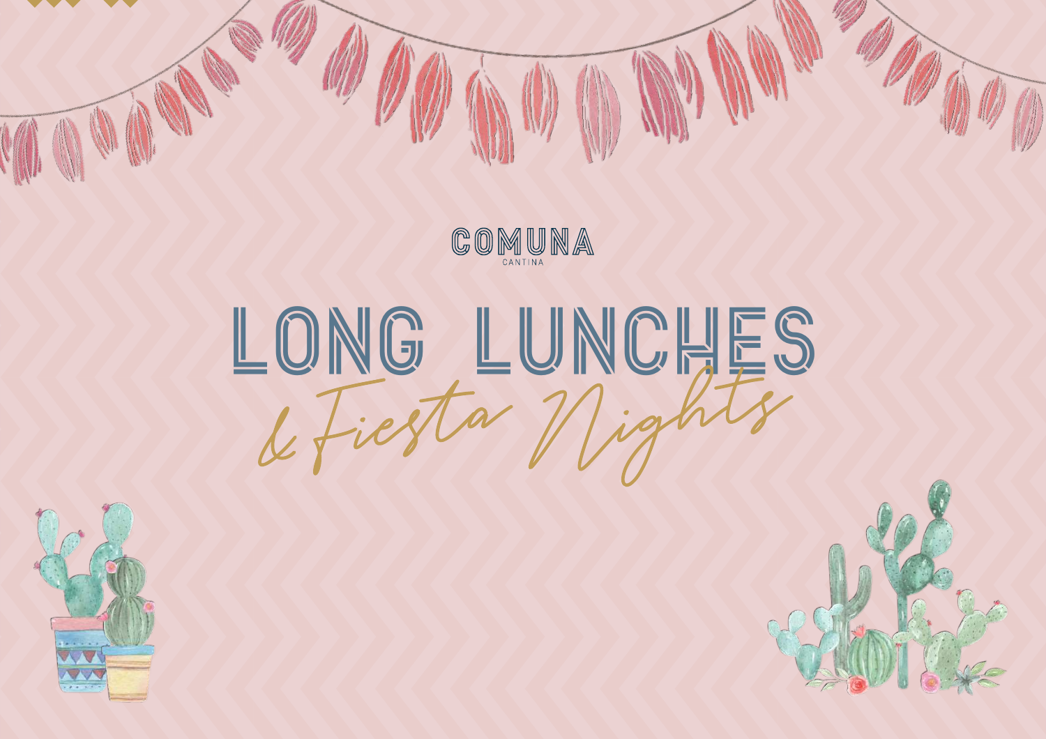COMUNA

CANTINA

# LONG LUNCHES

*& Fiesta Nights*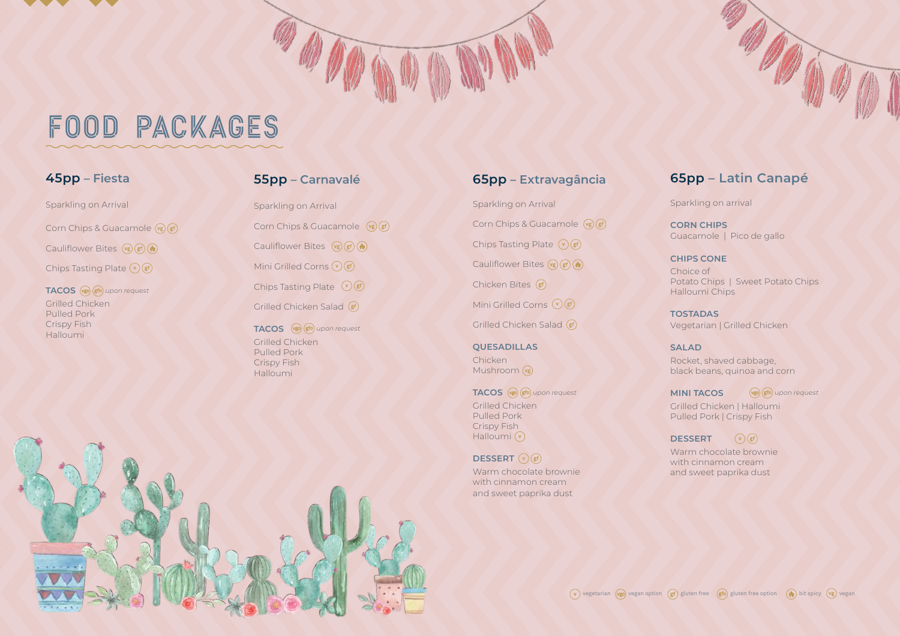# FOOD PACKAGES

## 45pp – Fiesta

Sparkling on Arrival

Corn Chips & Guacamole (vg) (gf)

Cauliflower Bites (vg) (gf) (bit spicy)

Chips Tasting Plate (v) (gf)

**TACOS** (vgo) (gfo) *upon request*
Grilled Chicken
Pulled Pork
Crispy Fish
Halloumi

## 55pp – Carnavalé

Sparkling on Arrival

Corn Chips & Guacamole (vg) (gf)

Cauliflower Bites (vg) (gf) (bit spicy)

Mini Grilled Corns (v) (gf)

Chips Tasting Plate (v) (gf)

Grilled Chicken Salad (gf)

**TACOS** (vgo) (gfo) *upon request*
Grilled Chicken
Pulled Pork
Crispy Fish
Halloumi

## 65pp – Extravagância

Sparkling on Arrival

Corn Chips & Guacamole (vg) (gf)

Chips Tasting Plate (v) (gf)

Cauliflower Bites (vg) (gf) (bit spicy)

Chicken Bites (gf)

Mini Grilled Corns (v) (gf)

Grilled Chicken Salad (gf)

**QUESADILLAS**
Chicken
Mushroom (vg)

**TACOS** (vgo) (gfo) *upon request*
Grilled Chicken
Pulled Pork
Crispy Fish
Halloumi (v)

**DESSERT** (v) (gf)
Warm chocolate brownie
with cinnamon cream
and sweet paprika dust

## 65pp – Latin Canapé

Sparkling on arrival

**CORN CHIPS**
Guacamole | Pico de gallo

**CHIPS CONE**
Choice of
Potato Chips | Sweet Potato Chips
Halloumi Chips

**TOSTADAS**
Vegetarian | Grilled Chicken

**SALAD**
Rocket, shaved cabbage,
black beans, quinoa and corn

**MINI TACOS** (vgo) (gfo) *upon request*
Grilled Chicken | Halloumi
Pulled Pork | Crispy Fish

**DESSERT** (v) (gf)
Warm chocolate brownie
with cinnamon cream
and sweet paprika dust

(v) vegetarian (vgo) vegan option (gf) gluten free (gfo) gluten free option (bit spicy) bit spicy (vg) vegan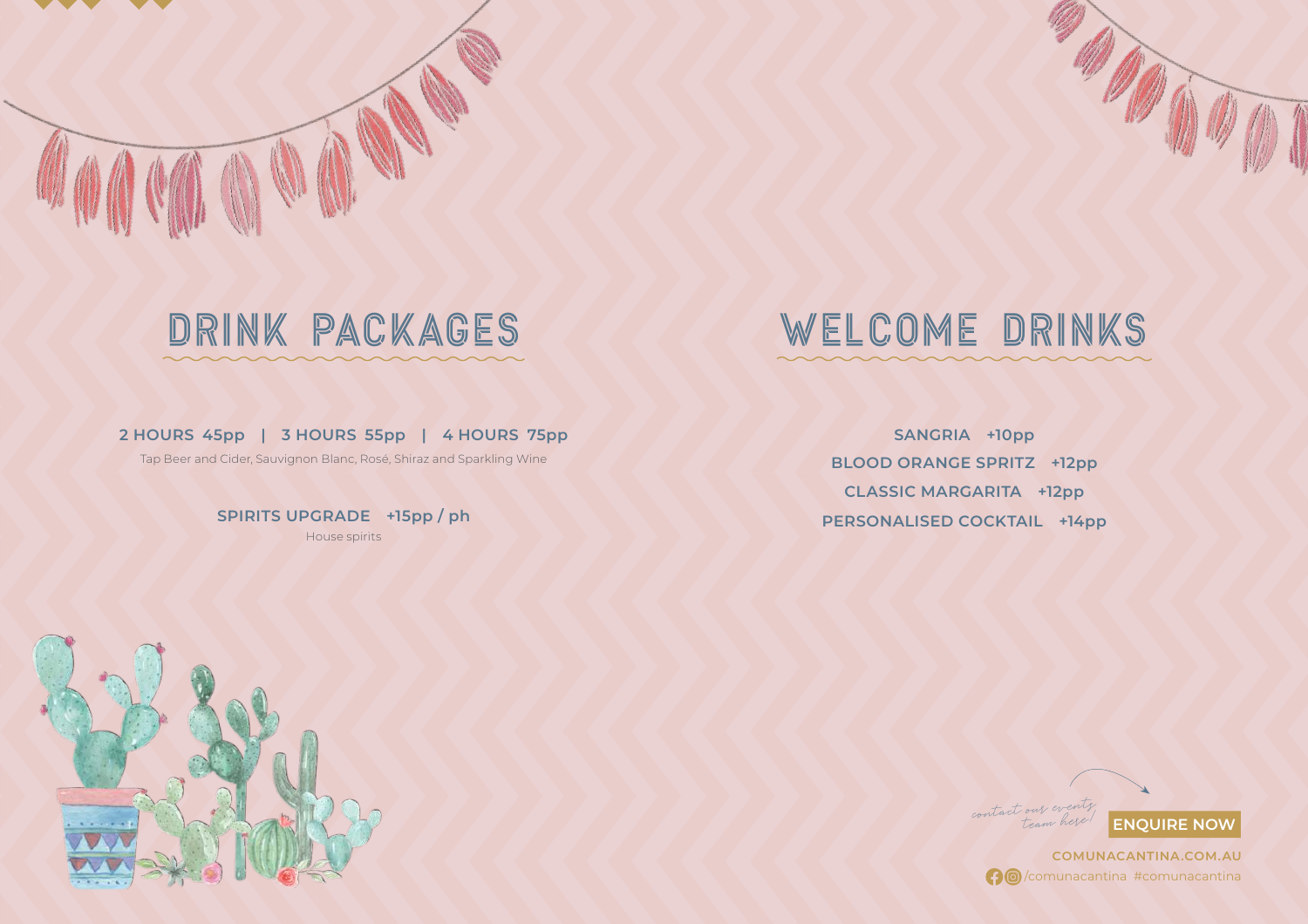## DRINK PACKAGES

**2 HOURS 45pp | 3 HOURS 55pp | 4 HOURS 75pp**

Tap Beer and Cider, Sauvignon Blanc, Rosé, Shiraz and Sparkling Wine

**SPIRITS UPGRADE +15pp / ph**

House spirits

## WELCOME DRINKS

**SANGRIA +10pp**

**BLOOD ORANGE SPRITZ +12pp**

**CLASSIC MARGARITA +12pp**

**PERSONALISED COCKTAIL +14pp**

*contact our events team here!*

**ENQUIRE NOW**

**COMUNACANTINA.COM.AU**

/comunacantina #comunacantina